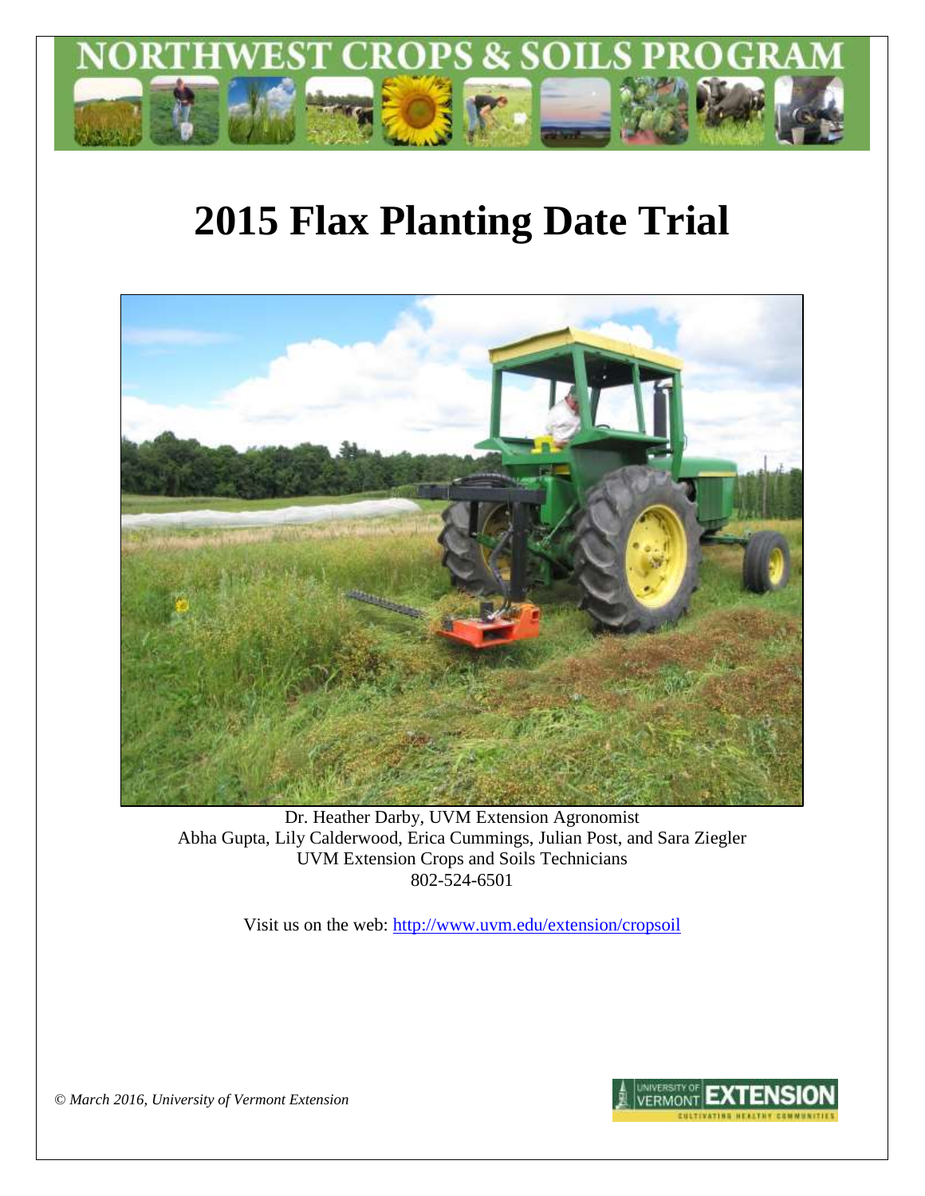NORTHWEST CROPS & SOILS PROGRAM

# 2015 Flax Planting Date Trial

Dr. Heather Darby, UVM Extension Agronomist
Abha Gupta, Lily Calderwood, Erica Cummings, Julian Post, and Sara Ziegler
UVM Extension Crops and Soils Technicians
802-524-6501

Visit us on the web: http://www.uvm.edu/extension/cropsoil

*© March 2016, University of Vermont Extension*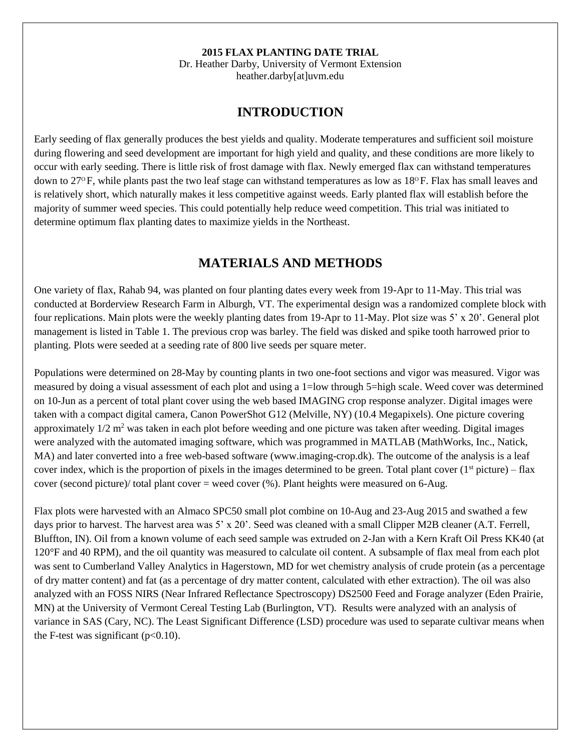**2015 FLAX PLANTING DATE TRIAL**
Dr. Heather Darby, University of Vermont Extension
heather.darby[at]uvm.edu

## INTRODUCTION

Early seeding of flax generally produces the best yields and quality. Moderate temperatures and sufficient soil moisture during flowering and seed development are important for high yield and quality, and these conditions are more likely to occur with early seeding. There is little risk of frost damage with flax. Newly emerged flax can withstand temperatures down to 27°F, while plants past the two leaf stage can withstand temperatures as low as 18°F. Flax has small leaves and is relatively short, which naturally makes it less competitive against weeds. Early planted flax will establish before the majority of summer weed species. This could potentially help reduce weed competition. This trial was initiated to determine optimum flax planting dates to maximize yields in the Northeast.

## MATERIALS AND METHODS

One variety of flax, Rahab 94, was planted on four planting dates every week from 19-Apr to 11-May. This trial was conducted at Borderview Research Farm in Alburgh, VT. The experimental design was a randomized complete block with four replications. Main plots were the weekly planting dates from 19-Apr to 11-May. Plot size was 5' x 20'. General plot management is listed in Table 1. The previous crop was barley. The field was disked and spike tooth harrowed prior to planting. Plots were seeded at a seeding rate of 800 live seeds per square meter.

Populations were determined on 28-May by counting plants in two one-foot sections and vigor was measured. Vigor was measured by doing a visual assessment of each plot and using a 1=low through 5=high scale. Weed cover was determined on 10-Jun as a percent of total plant cover using the web based IMAGING crop response analyzer. Digital images were taken with a compact digital camera, Canon PowerShot G12 (Melville, NY) (10.4 Megapixels). One picture covering approximately 1/2 $m^2$ was taken in each plot before weeding and one picture was taken after weeding. Digital images were analyzed with the automated imaging software, which was programmed in MATLAB (MathWorks, Inc., Natick, MA) and later converted into a free web-based software (www.imaging-crop.dk). The outcome of the analysis is a leaf cover index, which is the proportion of pixels in the images determined to be green. Total plant cover (1st picture) – flax cover (second picture)/ total plant cover = weed cover (%). Plant heights were measured on 6-Aug.

Flax plots were harvested with an Almaco SPC50 small plot combine on 10-Aug and 23-Aug 2015 and swathed a few days prior to harvest. The harvest area was 5' x 20'. Seed was cleaned with a small Clipper M2B cleaner (A.T. Ferrell, Bluffton, IN). Oil from a known volume of each seed sample was extruded on 2-Jan with a Kern Kraft Oil Press KK40 (at 120°F and 40 RPM), and the oil quantity was measured to calculate oil content. A subsample of flax meal from each plot was sent to Cumberland Valley Analytics in Hagerstown, MD for wet chemistry analysis of crude protein (as a percentage of dry matter content) and fat (as a percentage of dry matter content, calculated with ether extraction). The oil was also analyzed with an FOSS NIRS (Near Infrared Reflectance Spectroscopy) DS2500 Feed and Forage analyzer (Eden Prairie, MN) at the University of Vermont Cereal Testing Lab (Burlington, VT). Results were analyzed with an analysis of variance in SAS (Cary, NC). The Least Significant Difference (LSD) procedure was used to separate cultivar means when the F-test was significant ($p<0.10$).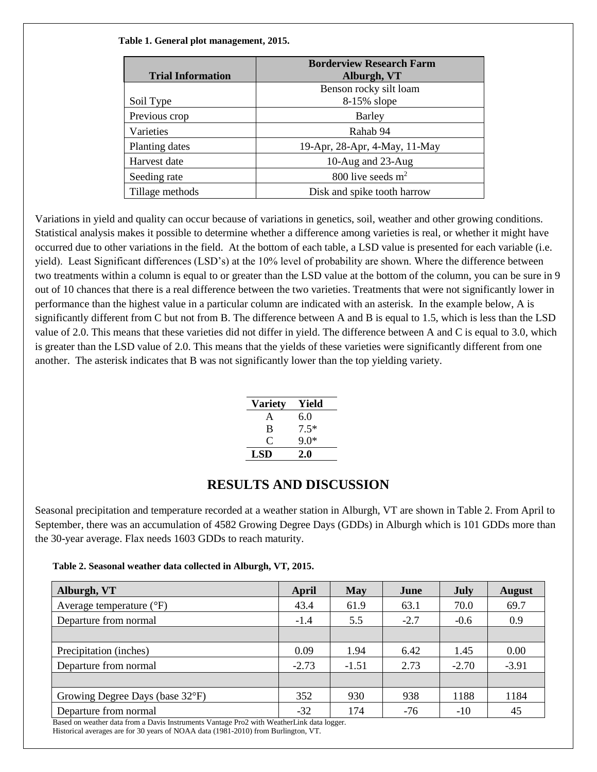**Table 1. General plot management, 2015.**

| Trial Information | Borderview Research Farm Alburgh, VT |
|---|---|
| Soil Type | Benson rocky silt loam 8-15% slope |
| Previous crop | Barley |
| Varieties | Rahab 94 |
| Planting dates | 19-Apr, 28-Apr, 4-May, 11-May |
| Harvest date | 10-Aug and 23-Aug |
| Seeding rate | 800 live seeds $m^2$ |
| Tillage methods | Disk and spike tooth harrow |

Variations in yield and quality can occur because of variations in genetics, soil, weather and other growing conditions. Statistical analysis makes it possible to determine whether a difference among varieties is real, or whether it might have occurred due to other variations in the field. At the bottom of each table, a LSD value is presented for each variable (i.e. yield). Least Significant differences (LSD's) at the 10% level of probability are shown. Where the difference between two treatments within a column is equal to or greater than the LSD value at the bottom of the column, you can be sure in 9 out of 10 chances that there is a real difference between the two varieties. Treatments that were not significantly lower in performance than the highest value in a particular column are indicated with an asterisk. In the example below, A is significantly different from C but not from B. The difference between A and B is equal to 1.5, which is less than the LSD value of 2.0. This means that these varieties did not differ in yield. The difference between A and C is equal to 3.0, which is greater than the LSD value of 2.0. This means that the yields of these varieties were significantly different from one another. The asterisk indicates that B was not significantly lower than the top yielding variety.

| Variety | Yield |
|---|---|
| A | 6.0 |
| B | 7.5* |
| C | 9.0* |
| **LSD** | **2.0** |

## RESULTS AND DISCUSSION

Seasonal precipitation and temperature recorded at a weather station in Alburgh, VT are shown in Table 2. From April to September, there was an accumulation of 4582 Growing Degree Days (GDDs) in Alburgh which is 101 GDDs more than the 30-year average. Flax needs 1603 GDDs to reach maturity.

**Table 2. Seasonal weather data collected in Alburgh, VT, 2015.**

| Alburgh, VT | April | May | June | July | August |
|---|---|---|---|---|---|
| Average temperature (°F) | 43.4 | 61.9 | 63.1 | 70.0 | 69.7 |
| Departure from normal | -1.4 | 5.5 | -2.7 | -0.6 | 0.9 |
| | | | | | |
| Precipitation (inches) | 0.09 | 1.94 | 6.42 | 1.45 | 0.00 |
| Departure from normal | -2.73 | -1.51 | 2.73 | -2.70 | -3.91 |
| | | | | | |
| Growing Degree Days (base 32°F) | 352 | 930 | 938 | 1188 | 1184 |
| Departure from normal | -32 | 174 | -76 | -10 | 45 |

Based on weather data from a Davis Instruments Vantage Pro2 with WeatherLink data logger.
Historical averages are for 30 years of NOAA data (1981-2010) from Burlington, VT.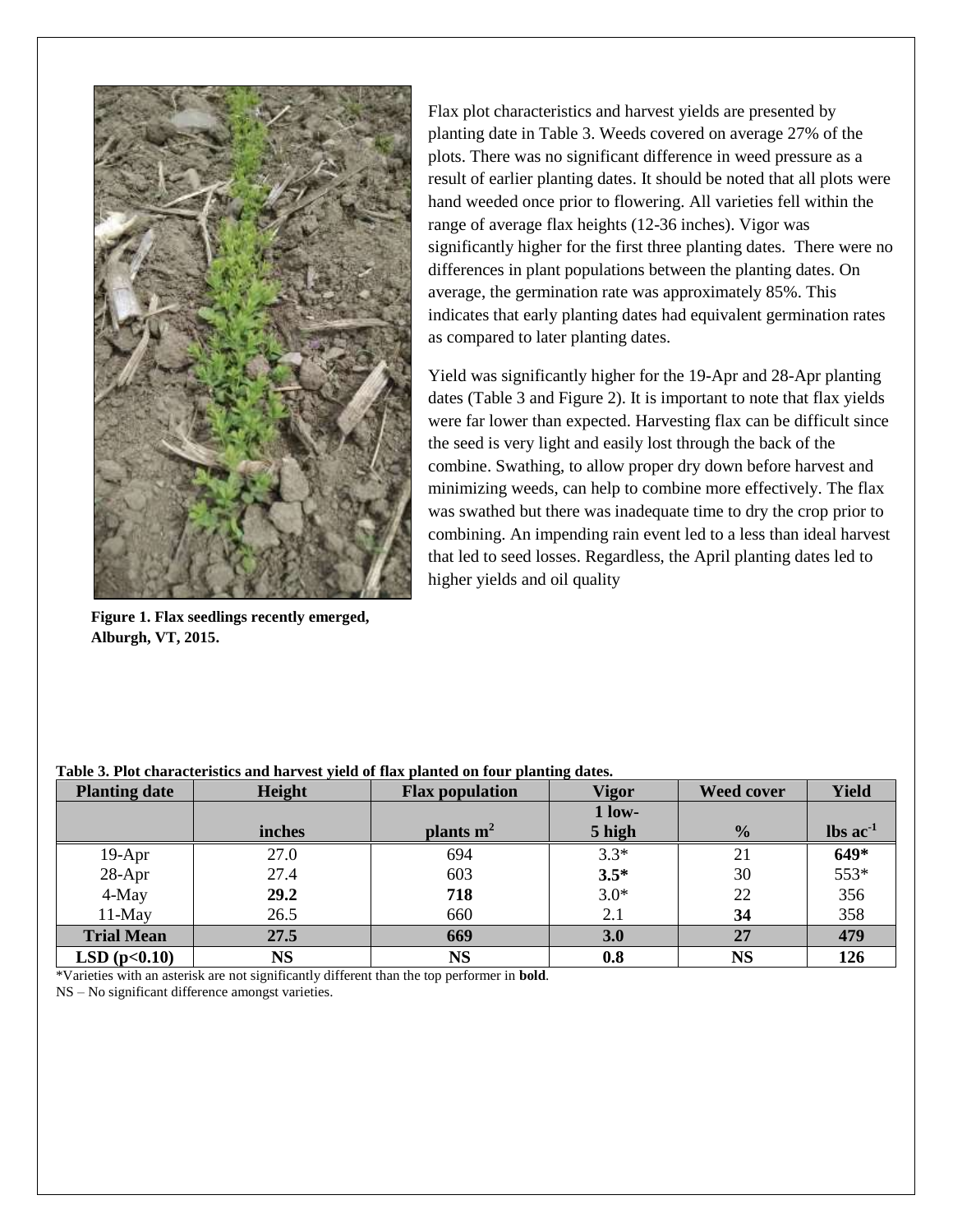Figure 1. Flax seedlings recently emerged, Alburgh, VT, 2015.

Flax plot characteristics and harvest yields are presented by planting date in Table 3. Weeds covered on average 27% of the plots. There was no significant difference in weed pressure as a result of earlier planting dates. It should be noted that all plots were hand weeded once prior to flowering. All varieties fell within the range of average flax heights (12-36 inches). Vigor was significantly higher for the first three planting dates. There were no differences in plant populations between the planting dates. On average, the germination rate was approximately 85%. This indicates that early planting dates had equivalent germination rates as compared to later planting dates.

Yield was significantly higher for the 19-Apr and 28-Apr planting dates (Table 3 and Figure 2). It is important to note that flax yields were far lower than expected. Harvesting flax can be difficult since the seed is very light and easily lost through the back of the combine. Swathing, to allow proper dry down before harvest and minimizing weeds, can help to combine more effectively. The flax was swathed but there was inadequate time to dry the crop prior to combining. An impending rain event led to a less than ideal harvest that led to seed losses. Regardless, the April planting dates led to higher yields and oil quality

**Table 3. Plot characteristics and harvest yield of flax planted on four planting dates.**

| Planting date | Height | Flax population | Vigor | Weed cover | Yield |
|---|---|---|---|---|---|
| | inches | plants $m^2$ | 1 low-5 high | % | lbs $ac^{-1}$ |
| 19-Apr | 27.0 | 694 | 3.3* | 21 | **649*** |
| 28-Apr | 27.4 | 603 | **3.5*** | 30 | 553* |
| 4-May | **29.2** | **718** | 3.0* | 22 | 356 |
| 11-May | 26.5 | 660 | 2.1 | **34** | 358 |
| **Trial Mean** | **27.5** | **669** | **3.0** | **27** | **479** |
| **LSD (p<0.10)** | **NS** | **NS** | **0.8** | **NS** | **126** |

*Varieties with an asterisk are not significantly different than the top performer in **bold**.

NS – No significant difference amongst varieties.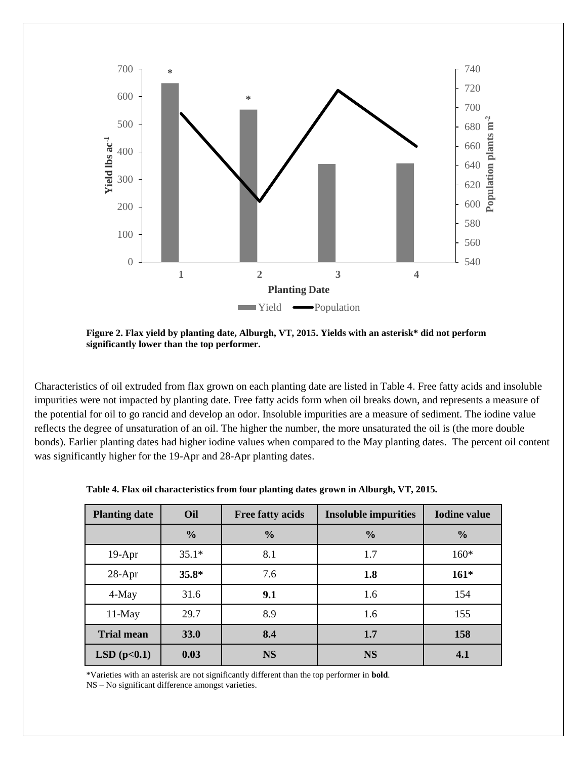**Figure 2. Flax yield by planting date, Alburgh, VT, 2015. Yields with an asterisk* did not perform significantly lower than the top performer.**

Characteristics of oil extruded from flax grown on each planting date are listed in Table 4. Free fatty acids and insoluble impurities were not impacted by planting date. Free fatty acids form when oil breaks down, and represents a measure of the potential for oil to go rancid and develop an odor. Insoluble impurities are a measure of sediment. The iodine value reflects the degree of unsaturation of an oil. The higher the number, the more unsaturated the oil is (the more double bonds). Earlier planting dates had higher iodine values when compared to the May planting dates. The percent oil content was significantly higher for the 19-Apr and 28-Apr planting dates.

**Table 4. Flax oil characteristics from four planting dates grown in Alburgh, VT, 2015.**

| Planting date | Oil | Free fatty acids | Insoluble impurities | Iodine value |
|---|---|---|---|---|
| | % | % | % | % |
| 19-Apr | 35.1* | 8.1 | 1.7 | 160* |
| 28-Apr | **35.8*** | 7.6 | **1.8** | **161*** |
| 4-May | 31.6 | **9.1** | 1.6 | 154 |
| 11-May | 29.7 | 8.9 | 1.6 | 155 |
| **Trial mean** | **33.0** | **8.4** | **1.7** | **158** |
| **LSD ($p<0.1$)** | **0.03** | **NS** | **NS** | **4.1** |

*Varieties with an asterisk are not significantly different than the top performer in **bold**.
NS – No significant difference amongst varieties.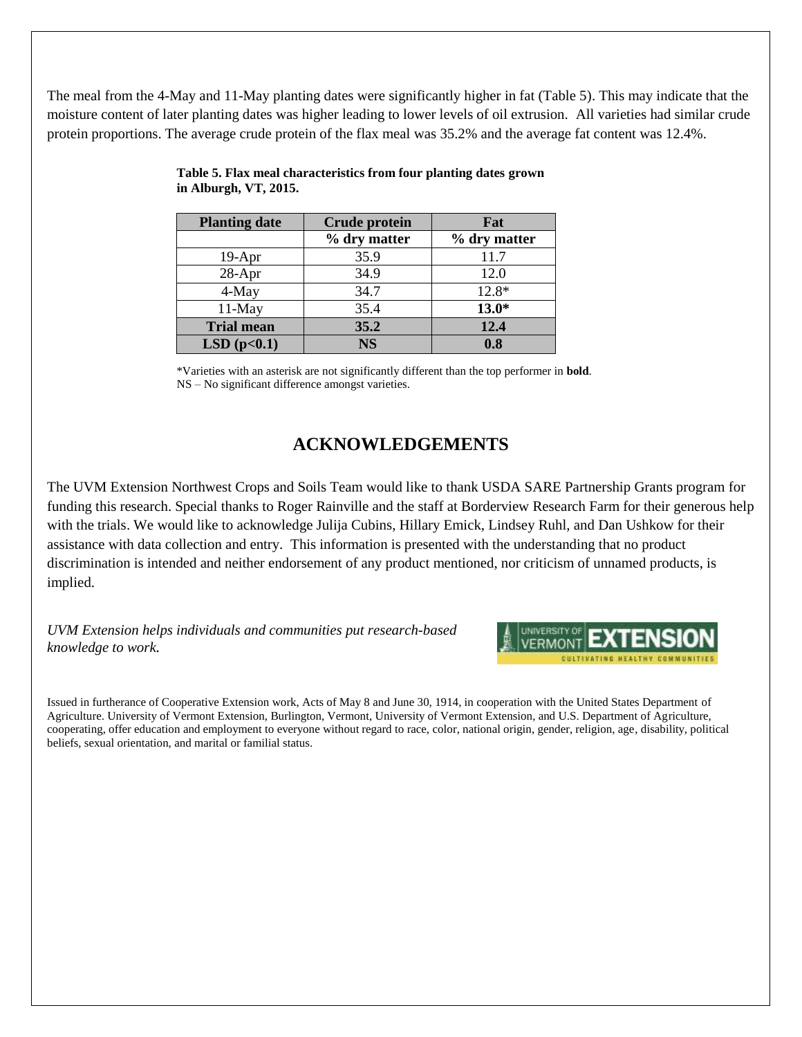The meal from the 4-May and 11-May planting dates were significantly higher in fat (Table 5). This may indicate that the moisture content of later planting dates was higher leading to lower levels of oil extrusion. All varieties had similar crude protein proportions. The average crude protein of the flax meal was 35.2% and the average fat content was 12.4%.

**Table 5. Flax meal characteristics from four planting dates grown in Alburgh, VT, 2015.**

| Planting date | Crude protein | Fat |
|---|---|---|
| | % dry matter | % dry matter |
| 19-Apr | 35.9 | 11.7 |
| 28-Apr | 34.9 | 12.0 |
| 4-May | 34.7 | 12.8* |
| 11-May | 35.4 | **13.0*** |
| **Trial mean** | **35.2** | **12.4** |
| **LSD (p<0.1)** | **NS** | **0.8** |

*Varieties with an asterisk are not significantly different than the top performer in **bold**.
NS – No significant difference amongst varieties.

## ACKNOWLEDGEMENTS

The UVM Extension Northwest Crops and Soils Team would like to thank USDA SARE Partnership Grants program for funding this research. Special thanks to Roger Rainville and the staff at Borderview Research Farm for their generous help with the trials. We would like to acknowledge Julija Cubins, Hillary Emick, Lindsey Ruhl, and Dan Ushkow for their assistance with data collection and entry. This information is presented with the understanding that no product discrimination is intended and neither endorsement of any product mentioned, nor criticism of unnamed products, is implied.

*UVM Extension helps individuals and communities put research-based knowledge to work.*

Issued in furtherance of Cooperative Extension work, Acts of May 8 and June 30, 1914, in cooperation with the United States Department of Agriculture. University of Vermont Extension, Burlington, Vermont, University of Vermont Extension, and U.S. Department of Agriculture, cooperating, offer education and employment to everyone without regard to race, color, national origin, gender, religion, age, disability, political beliefs, sexual orientation, and marital or familial status.